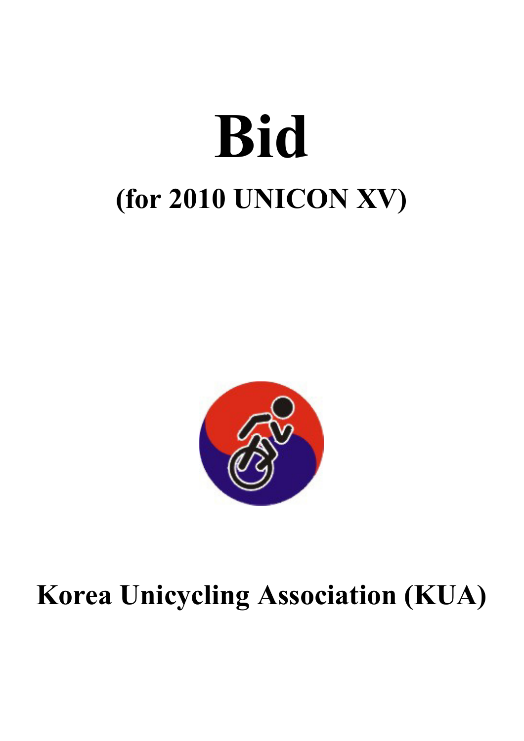# Bid

## (for 2010 UNICON XV)

## Korea Unicycling Association (KUA)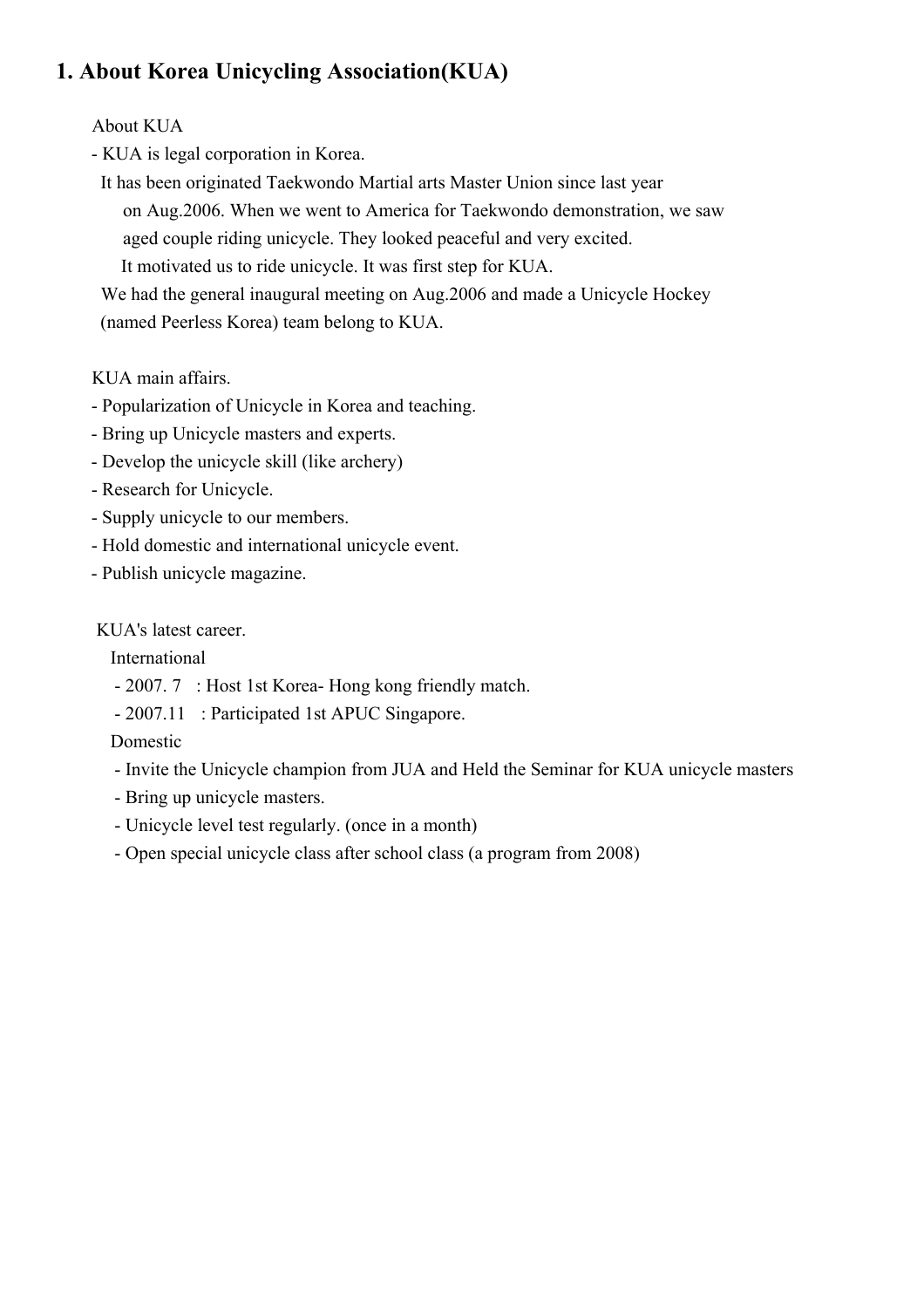# 1. About Korea Unicycling Association(KUA)

About KUA

- KUA is legal corporation in Korea.
  It has been originated Taekwondo Martial arts Master Union since last year on Aug.2006. When we went to America for Taekwondo demonstration, we saw aged couple riding unicycle. They looked peaceful and very excited. It motivated us to ride unicycle. It was first step for KUA.
  We had the general inaugural meeting on Aug.2006 and made a Unicycle Hockey (named Peerless Korea) team belong to KUA.

KUA main affairs.

- Popularization of Unicycle in Korea and teaching.
- Bring up Unicycle masters and experts.
- Develop the unicycle skill (like archery)
- Research for Unicycle.
- Supply unicycle to our members.
- Hold domestic and international unicycle event.
- Publish unicycle magazine.

KUA's latest career.

International

- 2007. 7 : Host 1st Korea- Hong kong friendly match.
- 2007.11 : Participated 1st APUC Singapore.

Domestic

- Invite the Unicycle champion from JUA and Held the Seminar for KUA unicycle masters
- Bring up unicycle masters.
- Unicycle level test regularly. (once in a month)
- Open special unicycle class after school class (a program from 2008)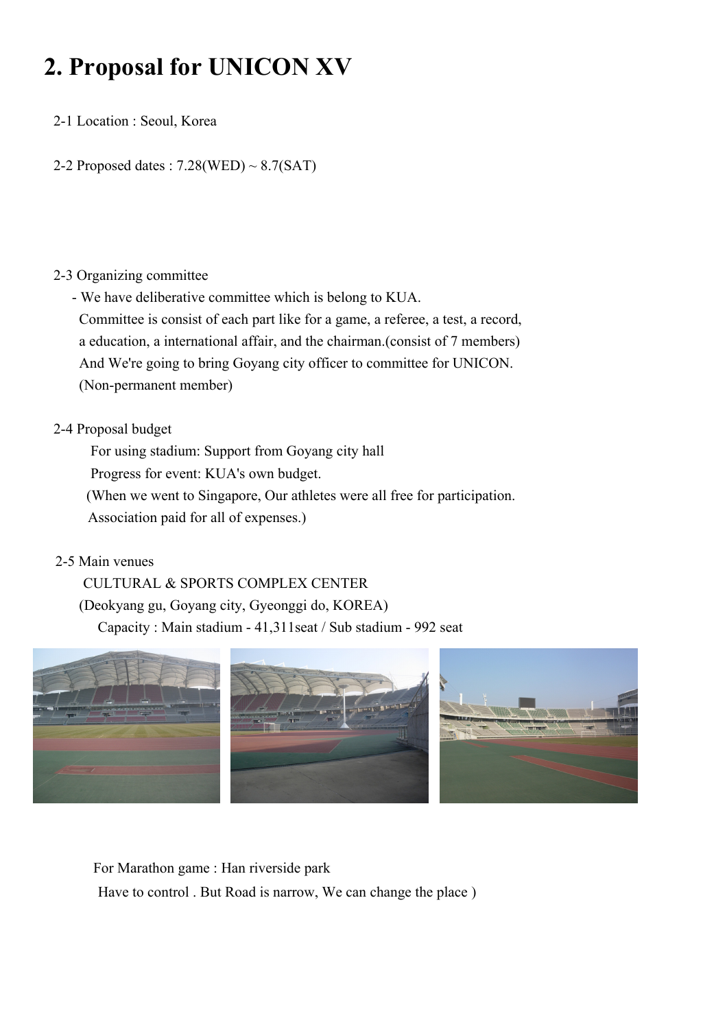## 2. Proposal for UNICON XV

2-1 Location : Seoul, Korea

2-2 Proposed dates : 7.28(WED) ~ 8.7(SAT)

2-3 Organizing committee

- We have deliberative committee which is belong to KUA.
  Committee is consist of each part like for a game, a referee, a test, a record, a education, a international affair, and the chairman.(consist of 7 members)
  And We're going to bring Goyang city officer to committee for UNICON.
  (Non-permanent member)

2-4 Proposal budget

For using stadium: Support from Goyang city hall

Progress for event: KUA's own budget.

(When we went to Singapore, Our athletes were all free for participation.
Association paid for all of expenses.)

2-5 Main venues

CULTURAL & SPORTS COMPLEX CENTER

(Deokyang gu, Goyang city, Gyeonggi do, KOREA)

Capacity : Main stadium - 41,311seat / Sub stadium - 992 seat

For Marathon game : Han riverside park

Have to control . But Road is narrow, We can change the place )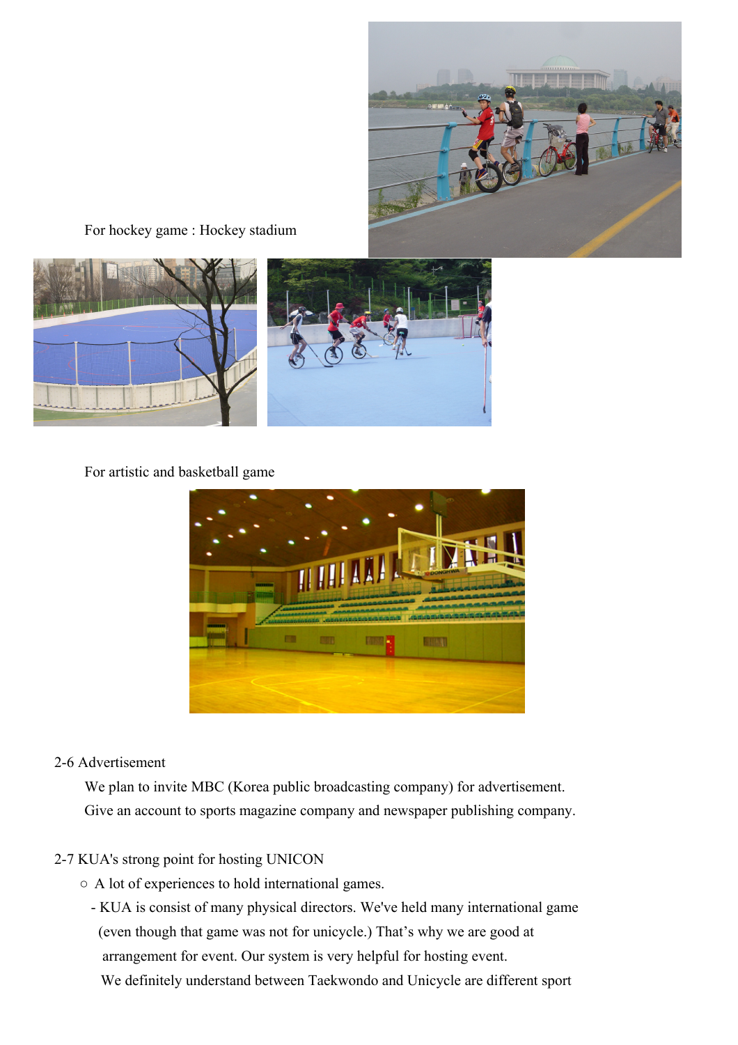For hockey game : Hockey stadium

For artistic and basketball game

2-6 Advertisement

We plan to invite MBC (Korea public broadcasting company) for advertisement.

Give an account to sports magazine company and newspaper publishing company.

2-7 KUA's strong point for hosting UNICON

○ A lot of experiences to hold international games.

- KUA is consist of many physical directors. We've held many international game (even though that game was not for unicycle.) That's why we are good at arrangement for event. Our system is very helpful for hosting event. We definitely understand between Taekwondo and Unicycle are different sport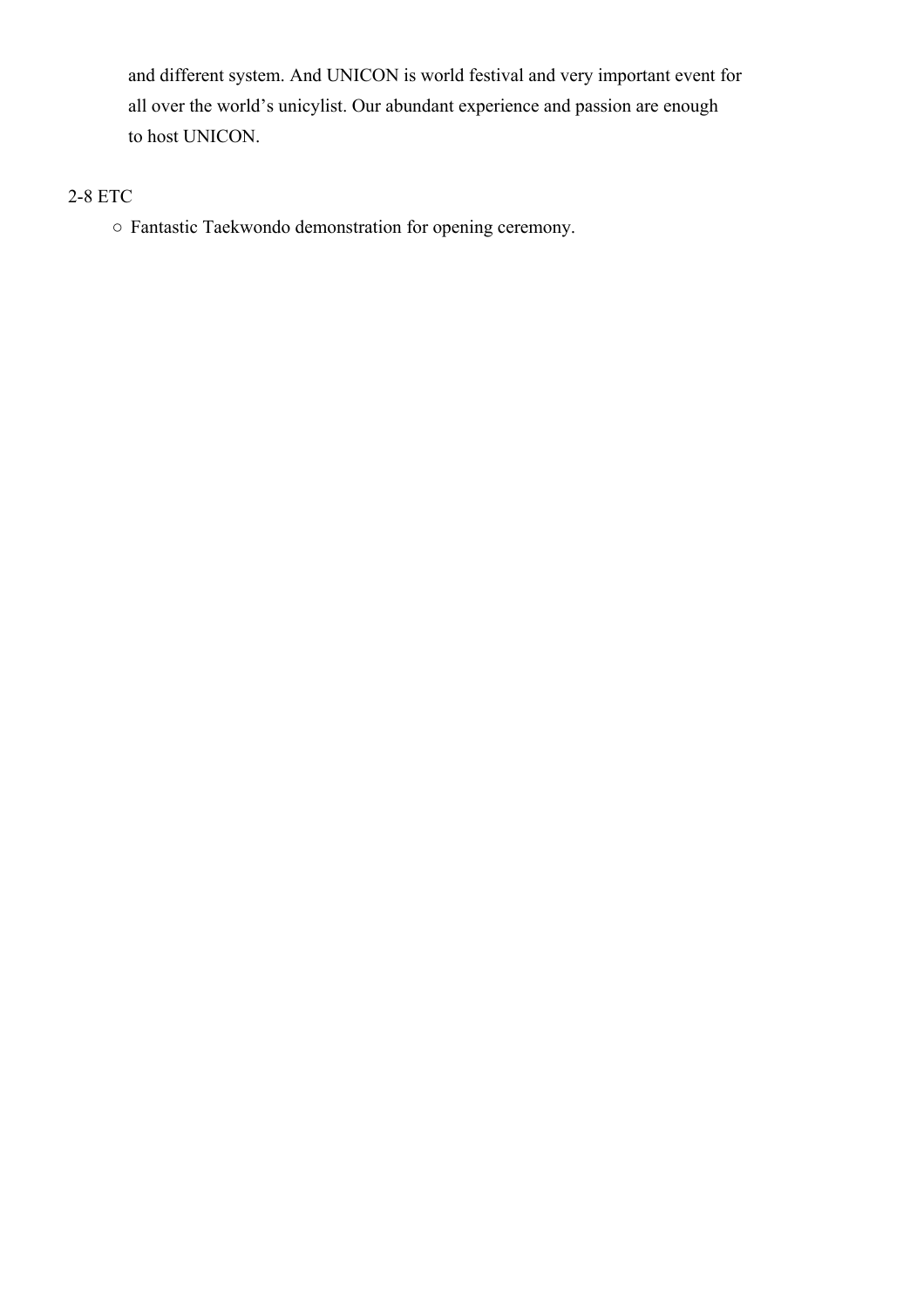and different system. And UNICON is world festival and very important event for all over the world's unicylist. Our abundant experience and passion are enough to host UNICON.

2-8 ETC

○ Fantastic Taekwondo demonstration for opening ceremony.